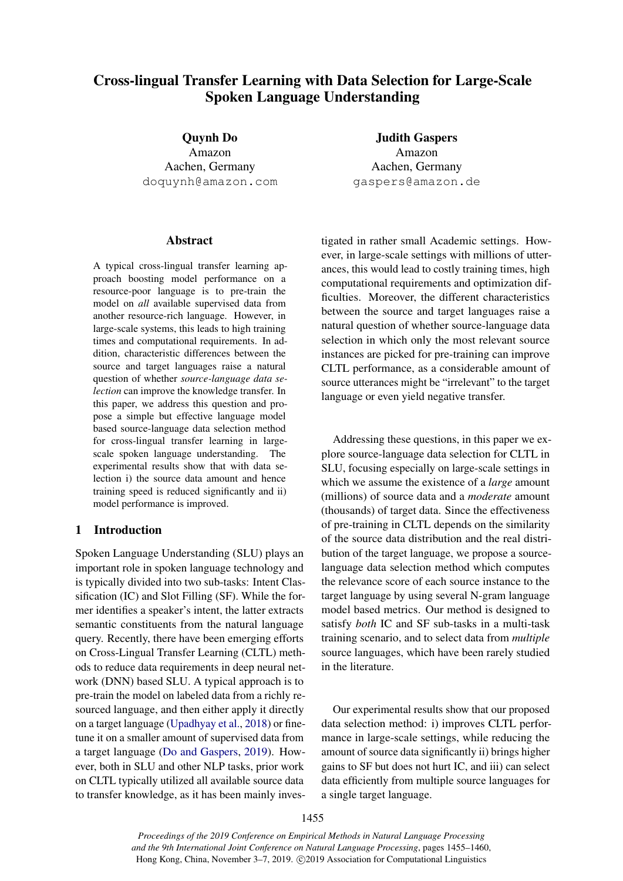# Cross-lingual Transfer Learning with Data Selection for Large-Scale Spoken Language Understanding

**Quynh Do**
Amazon
Aachen, Germany
doquynh@amazon.com

**Judith Gaspers**
Amazon
Aachen, Germany
gaspers@amazon.de

## Abstract

A typical cross-lingual transfer learning approach boosting model performance on a resource-poor language is to pre-train the model on *all* available supervised data from another resource-rich language. However, in large-scale systems, this leads to high training times and computational requirements. In addition, characteristic differences between the source and target languages raise a natural question of whether *source-language data selection* can improve the knowledge transfer. In this paper, we address this question and propose a simple but effective language model based source-language data selection method for cross-lingual transfer learning in large-scale spoken language understanding. The experimental results show that with data selection i) the source data amount and hence training speed is reduced significantly and ii) model performance is improved.

## 1 Introduction

Spoken Language Understanding (SLU) plays an important role in spoken language technology and is typically divided into two sub-tasks: Intent Classification (IC) and Slot Filling (SF). While the former identifies a speaker's intent, the latter extracts semantic constituents from the natural language query. Recently, there have been emerging efforts on Cross-Lingual Transfer Learning (CLTL) methods to reduce data requirements in deep neural network (DNN) based SLU. A typical approach is to pre-train the model on labeled data from a richly resourced language, and then either apply it directly on a target language (Upadhyay et al., 2018) or fine-tune it on a smaller amount of supervised data from a target language (Do and Gaspers, 2019). However, both in SLU and other NLP tasks, prior work on CLTL typically utilized all available source data to transfer knowledge, as it has been mainly investigated in rather small Academic settings. However, in large-scale settings with millions of utterances, this would lead to costly training times, high computational requirements and optimization difficulties. Moreover, the different characteristics between the source and target languages raise a natural question of whether source-language data selection in which only the most relevant source instances are picked for pre-training can improve CLTL performance, as a considerable amount of source utterances might be "irrelevant" to the target language or even yield negative transfer.

Addressing these questions, in this paper we explore source-language data selection for CLTL in SLU, focusing especially on large-scale settings in which we assume the existence of a *large* amount (millions) of source data and a *moderate* amount (thousands) of target data. Since the effectiveness of pre-training in CLTL depends on the similarity of the source data distribution and the real distribution of the target language, we propose a source-language data selection method which computes the relevance score of each source instance to the target language by using several N-gram language model based metrics. Our method is designed to satisfy *both* IC and SF sub-tasks in a multi-task training scenario, and to select data from *multiple* source languages, which have been rarely studied in the literature.

Our experimental results show that our proposed data selection method: i) improves CLTL performance in large-scale settings, while reducing the amount of source data significantly ii) brings higher gains to SF but does not hurt IC, and iii) can select data efficiently from multiple source languages for a single target language.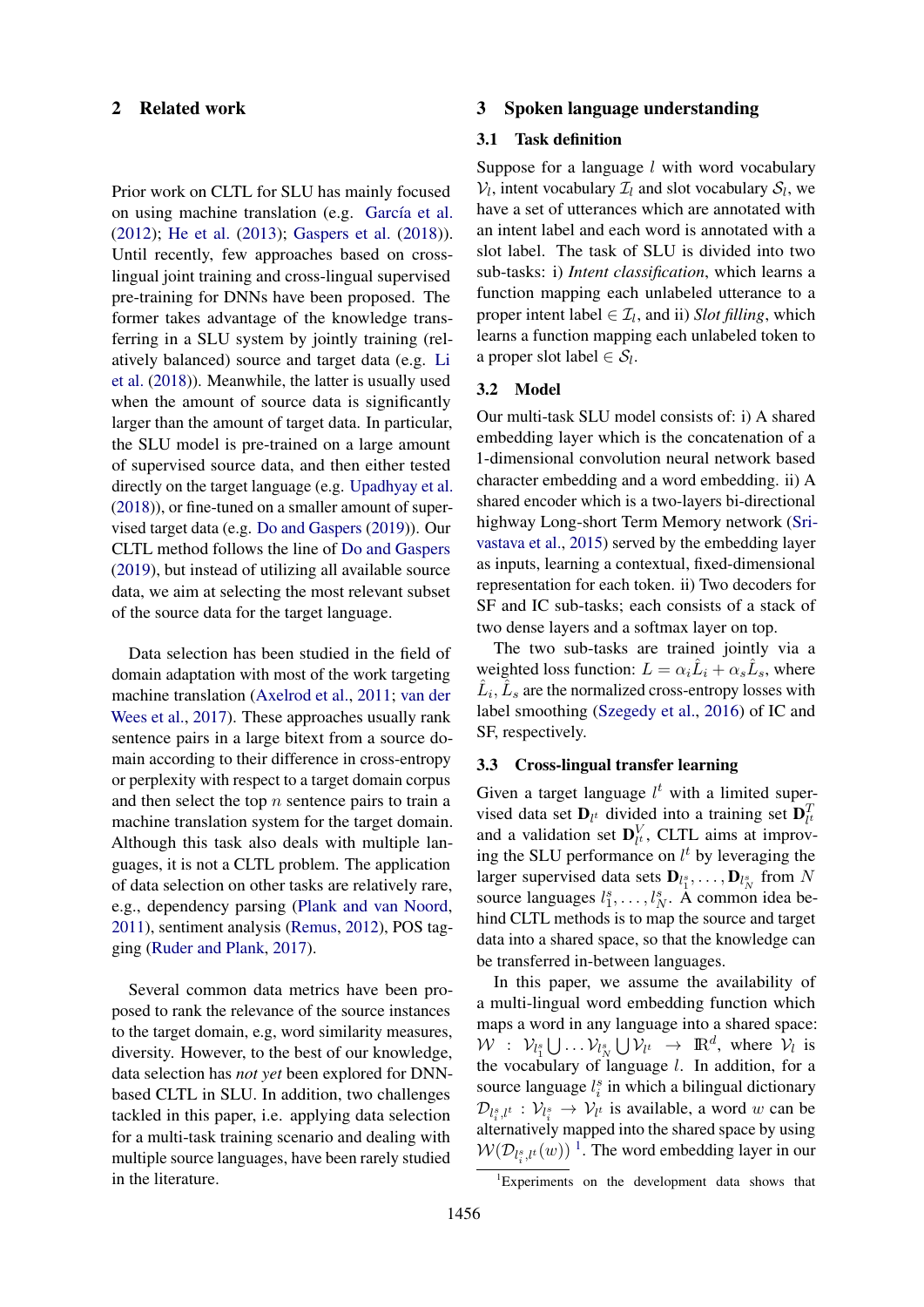## 2 Related work

Prior work on CLTL for SLU has mainly focused on using machine translation (e.g. García et al. (2012); He et al. (2013); Gaspers et al. (2018)). Until recently, few approaches based on cross-lingual joint training and cross-lingual supervised pre-training for DNNs have been proposed. The former takes advantage of the knowledge transferring in a SLU system by jointly training (relatively balanced) source and target data (e.g. Li et al. (2018)). Meanwhile, the latter is usually used when the amount of source data is significantly larger than the amount of target data. In particular, the SLU model is pre-trained on a large amount of supervised source data, and then either tested directly on the target language (e.g. Upadhyay et al. (2018)), or fine-tuned on a smaller amount of supervised target data (e.g. Do and Gaspers (2019)). Our CLTL method follows the line of Do and Gaspers (2019), but instead of utilizing all available source data, we aim at selecting the most relevant subset of the source data for the target language.

Data selection has been studied in the field of domain adaptation with most of the work targeting machine translation (Axelrod et al., 2011; van der Wees et al., 2017). These approaches usually rank sentence pairs in a large bitext from a source domain according to their difference in cross-entropy or perplexity with respect to a target domain corpus and then select the top $n$ sentence pairs to train a machine translation system for the target domain. Although this task also deals with multiple languages, it is not a CLTL problem. The application of data selection on other tasks are relatively rare, e.g., dependency parsing (Plank and van Noord, 2011), sentiment analysis (Remus, 2012), POS tagging (Ruder and Plank, 2017).

Several common data metrics have been proposed to rank the relevance of the source instances to the target domain, e.g, word similarity measures, diversity. However, to the best of our knowledge, data selection has *not yet* been explored for DNN-based CLTL in SLU. In addition, two challenges tackled in this paper, i.e. applying data selection for a multi-task training scenario and dealing with multiple source languages, have been rarely studied in the literature.

## 3 Spoken language understanding

### 3.1 Task definition

Suppose for a language $l$ with word vocabulary $\mathcal{V}_l$, intent vocabulary $\mathcal{I}_l$ and slot vocabulary $\mathcal{S}_l$, we have a set of utterances which are annotated with an intent label and each word is annotated with a slot label. The task of SLU is divided into two sub-tasks: i) *Intent classification*, which learns a function mapping each unlabeled utterance to a proper intent label $\in \mathcal{I}_l$, and ii) *Slot filling*, which learns a function mapping each unlabeled token to a proper slot label $\in \mathcal{S}_l$.

### 3.2 Model

Our multi-task SLU model consists of: i) A shared embedding layer which is the concatenation of a 1-dimensional convolution neural network based character embedding and a word embedding. ii) A shared encoder which is a two-layers bi-directional highway Long-short Term Memory network (Srivastava et al., 2015) served by the embedding layer as inputs, learning a contextual, fixed-dimensional representation for each token. ii) Two decoders for SF and IC sub-tasks; each consists of a stack of two dense layers and a softmax layer on top.

The two sub-tasks are trained jointly via a weighted loss function: $L = \alpha_i \hat{L}_i + \alpha_s \hat{L}_s$, where $\hat{L}_i, \hat{L}_s$ are the normalized cross-entropy losses with label smoothing (Szegedy et al., 2016) of IC and SF, respectively.

### 3.3 Cross-lingual transfer learning

Given a target language $l^t$ with a limited supervised data set $\mathbf{D}_{l^t}$ divided into a training set $\mathbf{D}^T_{l^t}$ and a validation set $\mathbf{D}^V_{l^t}$, CLTL aims at improving the SLU performance on $l^t$ by leveraging the larger supervised data sets $\mathbf{D}_{l^s_1}, \ldots, \mathbf{D}_{l^s_N}$ from $N$ source languages $l^s_1, \ldots, l^s_N$. A common idea behind CLTL methods is to map the source and target data into a shared space, so that the knowledge can be transferred in-between languages.

In this paper, we assume the availability of a multi-lingual word embedding function which maps a word in any language into a shared space: $\mathcal{W} : \mathcal{V}_{l^s_1} \bigcup \ldots \mathcal{V}_{l^s_N} \bigcup \mathcal{V}_{l^t} \rightarrow \mathbb{R}^d$, where $\mathcal{V}_l$ is the vocabulary of language $l$. In addition, for a source language $l^s_i$ in which a bilingual dictionary $\mathcal{D}_{l^s_i,l^t} : \mathcal{V}_{l^s_i} \rightarrow \mathcal{V}_{l^t}$ is available, a word $w$ can be alternatively mapped into the shared space by using $\mathcal{W}(\mathcal{D}_{l^s_i,l^t}(w))$ [1]. The word embedding layer in our

[1]Experiments on the development data shows that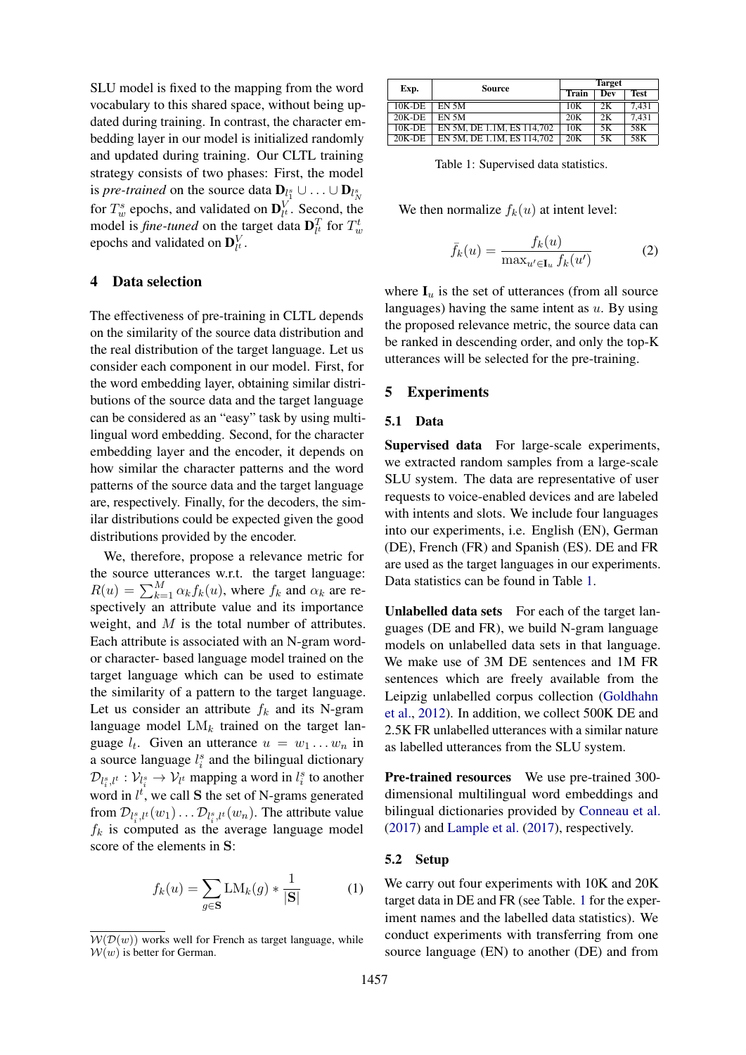SLU model is fixed to the mapping from the word vocabulary to this shared space, without being updated during training. In contrast, the character embedding layer in our model is initialized randomly and updated during training. Our CLTL training strategy consists of two phases: First, the model is *pre-trained* on the source data $\mathbf{D}_{l_1^s} \cup \ldots \cup \mathbf{D}_{l_N^s}$ for $T_w^s$ epochs, and validated on $\mathbf{D}_{l^t}^V$. Second, the model is *fine-tuned* on the target data $\mathbf{D}_{l^t}^T$ for $T_w^t$ epochs and validated on $\mathbf{D}_{l^t}^V$.

## 4 Data selection

The effectiveness of pre-training in CLTL depends on the similarity of the source data distribution and the real distribution of the target language. Let us consider each component in our model. First, for the word embedding layer, obtaining similar distributions of the source data and the target language can be considered as an "easy" task by using multilingual word embedding. Second, for the character embedding layer and the encoder, it depends on how similar the character patterns and the word patterns of the source data and the target language are, respectively. Finally, for the decoders, the similar distributions could be expected given the good distributions provided by the encoder.

We, therefore, propose a relevance metric for the source utterances w.r.t. the target language: $R(u) = \sum_{k=1}^{M} \alpha_k f_k(u)$, where $f_k$ and $\alpha_k$ are respectively an attribute value and its importance weight, and $M$ is the total number of attributes. Each attribute is associated with an N-gram word- or character- based language model trained on the target language which can be used to estimate the similarity of a pattern to the target language. Let us consider an attribute $f_k$ and its N-gram language model $\mathrm{LM}_k$ trained on the target language $l_t$. Given an utterance $u = w_1 \ldots w_n$ in a source language $l_i^s$ and the bilingual dictionary $\mathcal{D}_{l_i^s, l^t} : \mathcal{V}_{l_i^s} \rightarrow \mathcal{V}_{l^t}$ mapping a word in $l_i^s$ to another word in $l^t$, we call $\mathbf{S}$ the set of N-grams generated from $\mathcal{D}_{l_i^s, l^t}(w_1) \ldots \mathcal{D}_{l_i^s, l^t}(w_n)$. The attribute value $f_k$ is computed as the average language model score of the elements in $\mathbf{S}$:

$$f_k(u) = \sum_{g \in \mathbf{S}} \mathrm{LM}_k(g) * \frac{1}{|\mathbf{S}|} \quad (1)$$

$\mathcal{W}(\mathcal{D}(w))$ works well for French as target language, while $\mathcal{W}(w)$ is better for German.

| Exp. | Source | Target | | |
|---|---|---|---|---|
| | | Train | Dev | Test |
| 10K-DE | EN 5M | 10K | 2K | 7,431 |
| 20K-DE | EN 5M | 20K | 2K | 7,431 |
| 10K-DE | EN 5M, DE 1.1M, ES 114,702 | 10K | 5K | 58K |
| 20K-DE | EN 5M, DE 1.1M, ES 114,702 | 20K | 5K | 58K |

Table 1: Supervised data statistics.

We then normalize $f_k(u)$ at intent level:

$$\bar{f}_k(u) = \frac{f_k(u)}{\max_{u' \in \mathbf{I}_u} f_k(u')} \quad (2)$$

where $\mathbf{I}_u$ is the set of utterances (from all source languages) having the same intent as $u$. By using the proposed relevance metric, the source data can be ranked in descending order, and only the top-K utterances will be selected for the pre-training.

## 5 Experiments

### 5.1 Data

**Supervised data** For large-scale experiments, we extracted random samples from a large-scale SLU system. The data are representative of user requests to voice-enabled devices and are labeled with intents and slots. We include four languages into our experiments, i.e. English (EN), German (DE), French (FR) and Spanish (ES). DE and FR are used as the target languages in our experiments. Data statistics can be found in Table 1.

**Unlabelled data sets** For each of the target languages (DE and FR), we build N-gram language models on unlabelled data sets in that language. We make use of 3M DE sentences and 1M FR sentences which are freely available from the Leipzig unlabelled corpus collection (Goldhahn et al., 2012). In addition, we collect 500K DE and 2.5K FR unlabelled utterances with a similar nature as labelled utterances from the SLU system.

**Pre-trained resources** We use pre-trained 300-dimensional multilingual word embeddings and bilingual dictionaries provided by Conneau et al. (2017) and Lample et al. (2017), respectively.

### 5.2 Setup

We carry out four experiments with 10K and 20K target data in DE and FR (see Table. 1 for the experiment names and the labelled data statistics). We conduct experiments with transferring from one source language (EN) to another (DE) and from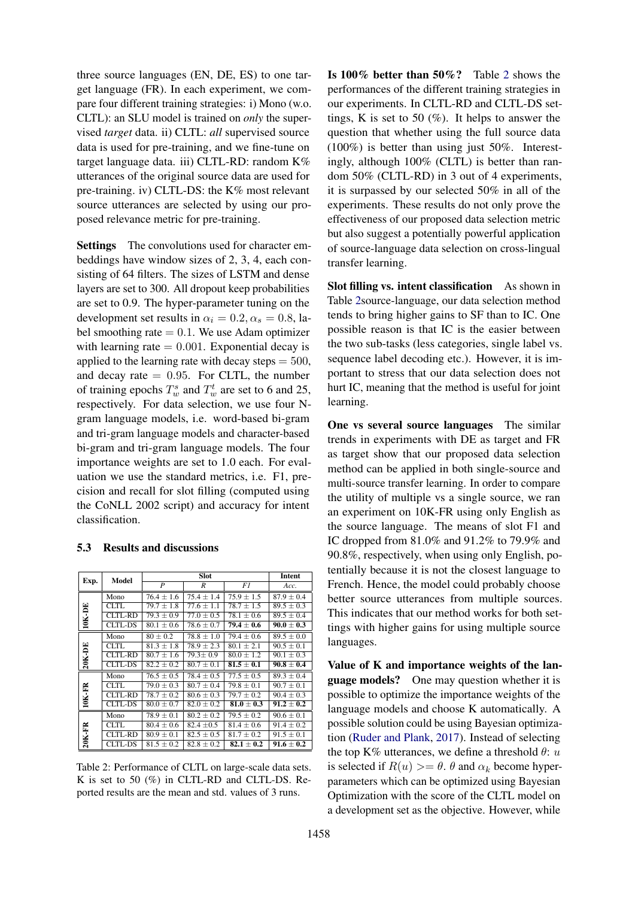three source languages (EN, DE, ES) to one target language (FR). In each experiment, we compare four different training strategies: i) Mono (w.o. CLTL): an SLU model is trained on *only* the supervised *target* data. ii) CLTL: *all* supervised source data is used for pre-training, and we fine-tune on target language data. iii) CLTL-RD: random K% utterances of the original source data are used for pre-training. iv) CLTL-DS: the K% most relevant source utterances are selected by using our proposed relevance metric for pre-training.

**Settings** The convolutions used for character embeddings have window sizes of 2, 3, 4, each consisting of 64 filters. The sizes of LSTM and dense layers are set to 300. All dropout keep probabilities are set to 0.9. The hyper-parameter tuning on the development set results in $\alpha_i = 0.2, \alpha_s = 0.8$, label smoothing rate $= 0.1$. We use Adam optimizer with learning rate $= 0.001$. Exponential decay is applied to the learning rate with decay steps $= 500$, and decay rate $= 0.95$. For CLTL, the number of training epochs $T_w^s$ and $T_w^t$ are set to 6 and 25, respectively. For data selection, we use four N-gram language models, i.e. word-based bi-gram and tri-gram language models and character-based bi-gram and tri-gram language models. The four importance weights are set to 1.0 each. For evaluation we use the standard metrics, i.e. F1, precision and recall for slot filling (computed using the CoNLL 2002 script) and accuracy for intent classification.

### 5.3 Results and discussions

| Exp. | Model | Slot | | | Intent |
|---|---|---|---|---|---|
| | | *P* | *R* | *F1* | *Acc.* |
| 10K-DE | Mono | 76.4 ± 1.6 | 75.4 ± 1.4 | 75.9 ± 1.5 | 87.9 ± 0.4 |
| | CLTL | 79.7 ± 1.8 | 77.6 ± 1.1 | 78.7 ± 1.5 | 89.5 ± 0.3 |
| | CLTL-RD | 79.3 ± 0.9 | 77.0 ± 0.5 | 78.1 ± 0.6 | 89.5 ± 0.4 |
| | CLTL-DS | 80.1 ± 0.6 | 78.6 ± 0.7 | **79.4 ± 0.6** | **90.0 ± 0.3** |
| 20K-DE | Mono | 80 ± 0.2 | 78.8 ± 1.0 | 79.4 ± 0.6 | 89.5 ± 0.0 |
| | CLTL | 81.3 ± 1.8 | 78.9 ± 2.3 | 80.1 ± 2.1 | 90.5 ± 0.1 |
| | CLTL-RD | 80.7 ± 1.6 | 79.3± 0.9 | 80.0 ± 1.2 | 90.1 ± 0.3 |
| | CLTL-DS | 82.2 ± 0.2 | 80.7 ± 0.1 | **81.5 ± 0.1** | **90.8 ± 0.4** |
| 10K-FR | Mono | 76.5 ± 0.5 | 78.4 ± 0.5 | 77.5 ± 0.5 | 89.3 ± 0.4 |
| | CLTL | 79.0 ± 0.3 | 80.7 ± 0.4 | 79.8 ± 0.1 | 90.7 ± 0.1 |
| | CLTL-RD | 78.7 ± 0.2 | 80.6 ± 0.3 | 79.7 ± 0.2 | 90.4 ± 0.3 |
| | CLTL-DS | 80.0 ± 0.7 | 82.0 ± 0.2 | **81.0 ± 0.3** | **91.2 ± 0.2** |
| 20K-FR | Mono | 78.9 ± 0.1 | 80.2 ± 0.2 | 79.5 ± 0.2 | 90.6 ± 0.1 |
| | CLTL | 80.4 ± 0.6 | 82.4 ±0.5 | 81.4 ± 0.6 | 91.4 ± 0.2 |
| | CLTL-RD | 80.9 ± 0.1 | 82.5 ± 0.5 | 81.7 ± 0.2 | 91.5 ± 0.1 |
| | CLTL-DS | 81.5 ± 0.2 | 82.8 ± 0.2 | **82.1 ± 0.2** | **91.6 ± 0.2** |

Table 2: Performance of CLTL on large-scale data sets. K is set to 50 (%) in CLTL-RD and CLTL-DS. Reported results are the mean and std. values of 3 runs.

**Is 100% better than 50%?** Table 2 shows the performances of the different training strategies in our experiments. In CLTL-RD and CLTL-DS settings, K is set to 50 (%). It helps to answer the question that whether using the full source data (100%) is better than using just 50%. Interestingly, although 100% (CLTL) is better than random 50% (CLTL-RD) in 3 out of 4 experiments, it is surpassed by our selected 50% in all of the experiments. These results do not only prove the effectiveness of our proposed data selection metric but also suggest a potentially powerful application of source-language data selection on cross-lingual transfer learning.

**Slot filling vs. intent classification** As shown in Table 2source-language, our data selection method tends to bring higher gains to SF than to IC. One possible reason is that IC is the easier between the two sub-tasks (less categories, single label vs. sequence label decoding etc.). However, it is important to stress that our data selection does not hurt IC, meaning that the method is useful for joint learning.

**One vs several source languages** The similar trends in experiments with DE as target and FR as target show that our proposed data selection method can be applied in both single-source and multi-source transfer learning. In order to compare the utility of multiple vs a single source, we ran an experiment on 10K-FR using only English as the source language. The means of slot F1 and IC dropped from 81.0% and 91.2% to 79.9% and 90.8%, respectively, when using only English, potentially because it is not the closest language to French. Hence, the model could probably choose better source utterances from multiple sources. This indicates that our method works for both settings with higher gains for using multiple source languages.

**Value of K and importance weights of the language models?** One may question whether it is possible to optimize the importance weights of the language models and choose K automatically. A possible solution could be using Bayesian optimization (Ruder and Plank, 2017). Instead of selecting the top K% utterances, we define a threshold $\theta$: $u$ is selected if $R(u) >= \theta$. $\theta$ and $\alpha_k$ become hyper-parameters which can be optimized using Bayesian Optimization with the score of the CLTL model on a development set as the objective. However, while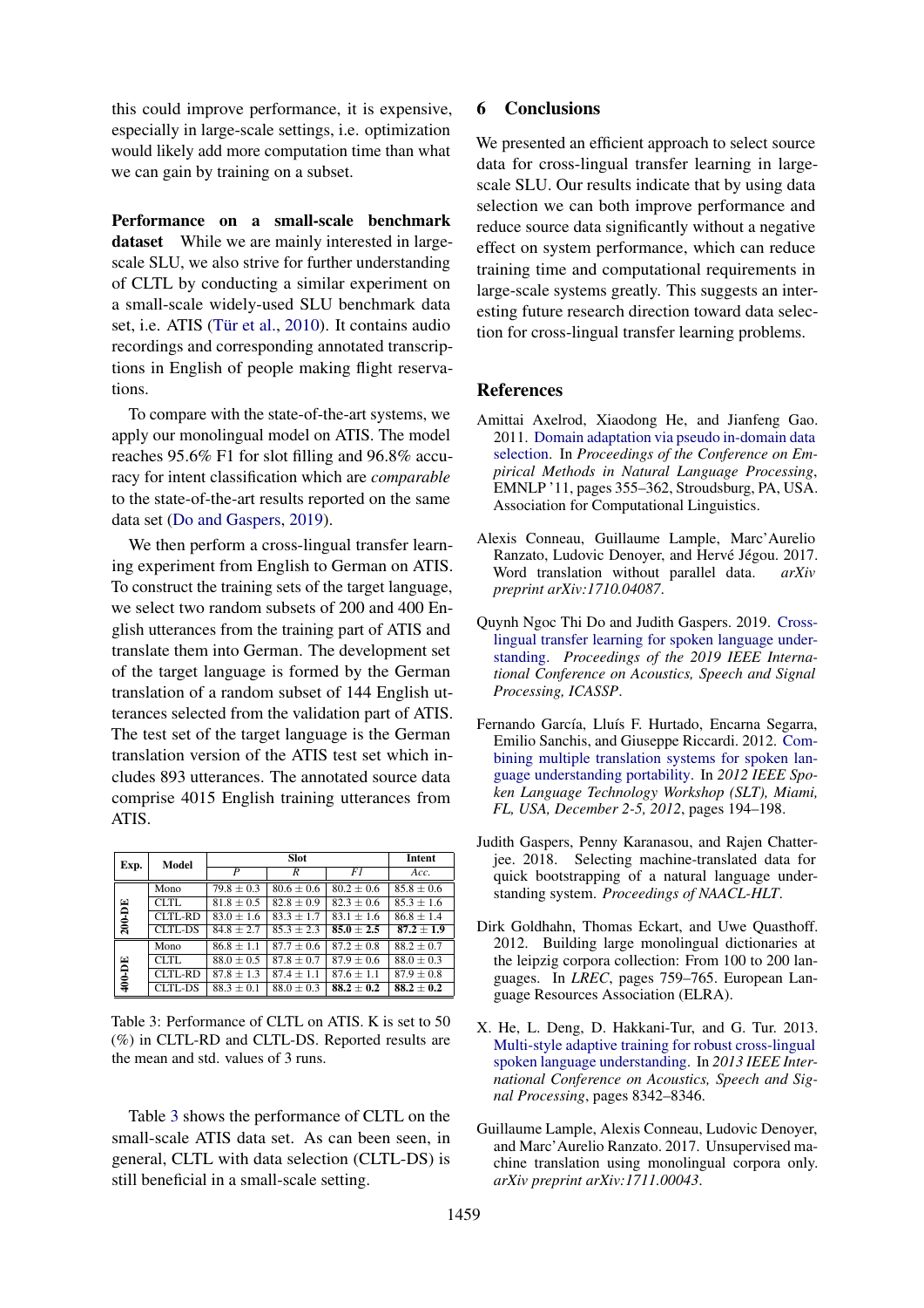this could improve performance, it is expensive, especially in large-scale settings, i.e. optimization would likely add more computation time than what we can gain by training on a subset.

**Performance on a small-scale benchmark dataset** While we are mainly interested in large-scale SLU, we also strive for further understanding of CLTL by conducting a similar experiment on a small-scale widely-used SLU benchmark data set, i.e. ATIS (Tür et al., 2010). It contains audio recordings and corresponding annotated transcriptions in English of people making flight reservations.

To compare with the state-of-the-art systems, we apply our monolingual model on ATIS. The model reaches 95.6% F1 for slot filling and 96.8% accuracy for intent classification which are *comparable* to the state-of-the-art results reported on the same data set (Do and Gaspers, 2019).

We then perform a cross-lingual transfer learning experiment from English to German on ATIS. To construct the training sets of the target language, we select two random subsets of 200 and 400 English utterances from the training part of ATIS and translate them into German. The development set of the target language is formed by the German translation of a random subset of 144 English utterances selected from the validation part of ATIS. The test set of the target language is the German translation version of the ATIS test set which includes 893 utterances. The annotated source data comprise 4015 English training utterances from ATIS.

| Exp. | Model | Slot | | | Intent |
|---|---|---|---|---|---|
| | | *P* | *R* | *F1* | *Acc.* |
| 200-DE | Mono | 79.8 ± 0.3 | 80.6 ± 0.6 | 80.2 ± 0.6 | 85.8 ± 0.6 |
| | CLTL | 81.8 ± 0.5 | 82.8 ± 0.9 | 82.3 ± 0.6 | 85.3 ± 1.6 |
| | CLTL-RD | 83.0 ± 1.6 | 83.3 ± 1.7 | 83.1 ± 1.6 | 86.8 ± 1.4 |
| | CLTL-DS | 84.8 ± 2.7 | 85.3 ± 2.3 | **85.0** ± **2.5** | **87.2** ± **1.9** |
| 400-DE | Mono | 86.8 ± 1.1 | 87.7 ± 0.6 | 87.2 ± 0.8 | 88.2 ± 0.7 |
| | CLTL | 88.0 ± 0.5 | 87.8 ± 0.7 | 87.9 ± 0.6 | 88.0 ± 0.3 |
| | CLTL-RD | 87.8 ± 1.3 | 87.4 ± 1.1 | 87.6 ± 1.1 | 87.9 ± 0.8 |
| | CLTL-DS | 88.3 ± 0.1 | 88.0 ± 0.3 | **88.2** ± **0.2** | **88.2** ± **0.2** |

Table 3: Performance of CLTL on ATIS. K is set to 50 (%) in CLTL-RD and CLTL-DS. Reported results are the mean and std. values of 3 runs.

Table 3 shows the performance of CLTL on the small-scale ATIS data set. As can been seen, in general, CLTL with data selection (CLTL-DS) is still beneficial in a small-scale setting.

## 6 Conclusions

We presented an efficient approach to select source data for cross-lingual transfer learning in large-scale SLU. Our results indicate that by using data selection we can both improve performance and reduce source data significantly without a negative effect on system performance, which can reduce training time and computational requirements in large-scale systems greatly. This suggests an interesting future research direction toward data selection for cross-lingual transfer learning problems.

## References

Amittai Axelrod, Xiaodong He, and Jianfeng Gao. 2011. Domain adaptation via pseudo in-domain data selection. In *Proceedings of the Conference on Empirical Methods in Natural Language Processing*, EMNLP '11, pages 355–362, Stroudsburg, PA, USA. Association for Computational Linguistics.

Alexis Conneau, Guillaume Lample, Marc'Aurelio Ranzato, Ludovic Denoyer, and Hervé Jégou. 2017. Word translation without parallel data. *arXiv preprint arXiv:1710.04087*.

Quynh Ngoc Thi Do and Judith Gaspers. 2019. Cross-lingual transfer learning for spoken language understanding. *Proceedings of the 2019 IEEE International Conference on Acoustics, Speech and Signal Processing, ICASSP*.

Fernando García, Lluís F. Hurtado, Encarna Segarra, Emilio Sanchis, and Giuseppe Riccardi. 2012. Combining multiple translation systems for spoken language understanding portability. In *2012 IEEE Spoken Language Technology Workshop (SLT), Miami, FL, USA, December 2-5, 2012*, pages 194–198.

Judith Gaspers, Penny Karanasou, and Rajen Chatterjee. 2018. Selecting machine-translated data for quick bootstrapping of a natural language understanding system. *Proceedings of NAACL-HLT*.

Dirk Goldhahn, Thomas Eckart, and Uwe Quasthoff. 2012. Building large monolingual dictionaries at the leipzig corpora collection: From 100 to 200 languages. In *LREC*, pages 759–765. European Language Resources Association (ELRA).

X. He, L. Deng, D. Hakkani-Tur, and G. Tur. 2013. Multi-style adaptive training for robust cross-lingual spoken language understanding. In *2013 IEEE International Conference on Acoustics, Speech and Signal Processing*, pages 8342–8346.

Guillaume Lample, Alexis Conneau, Ludovic Denoyer, and Marc'Aurelio Ranzato. 2017. Unsupervised machine translation using monolingual corpora only. *arXiv preprint arXiv:1711.00043*.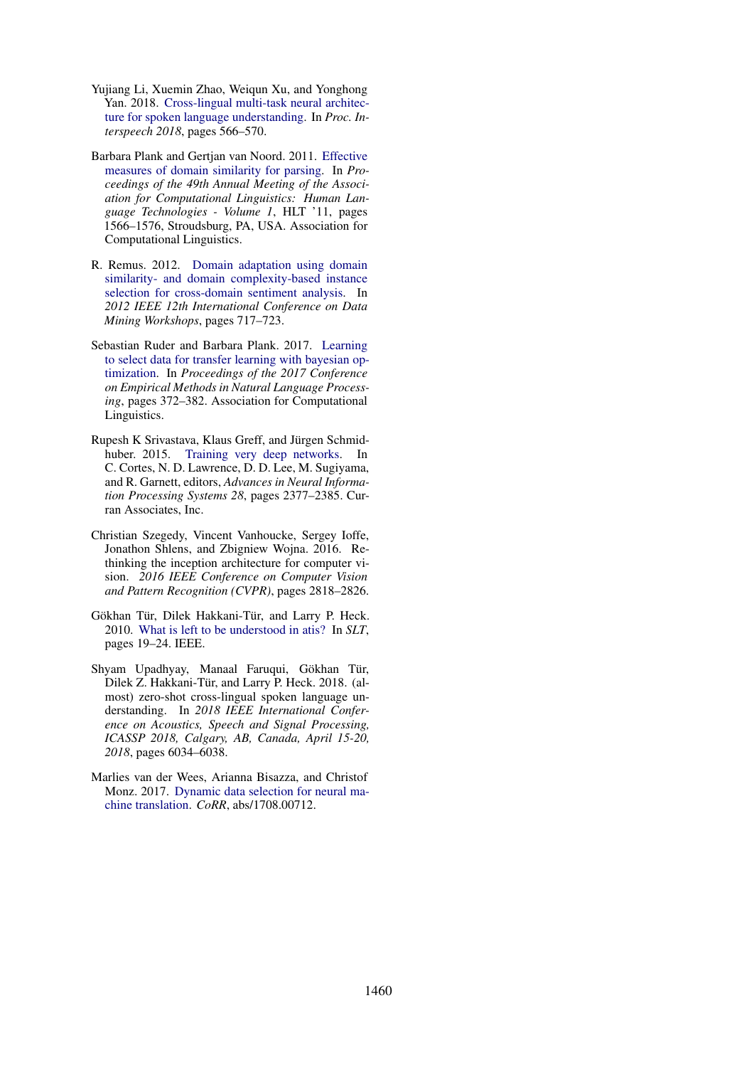Yujiang Li, Xuemin Zhao, Weiqun Xu, and Yonghong Yan. 2018. Cross-lingual multi-task neural architecture for spoken language understanding. In *Proc. Interspeech 2018*, pages 566–570.

Barbara Plank and Gertjan van Noord. 2011. Effective measures of domain similarity for parsing. In *Proceedings of the 49th Annual Meeting of the Association for Computational Linguistics: Human Language Technologies - Volume 1*, HLT '11, pages 1566–1576, Stroudsburg, PA, USA. Association for Computational Linguistics.

R. Remus. 2012. Domain adaptation using domain similarity- and domain complexity-based instance selection for cross-domain sentiment analysis. In *2012 IEEE 12th International Conference on Data Mining Workshops*, pages 717–723.

Sebastian Ruder and Barbara Plank. 2017. Learning to select data for transfer learning with bayesian optimization. In *Proceedings of the 2017 Conference on Empirical Methods in Natural Language Processing*, pages 372–382. Association for Computational Linguistics.

Rupesh K Srivastava, Klaus Greff, and Jürgen Schmidhuber. 2015. Training very deep networks. In C. Cortes, N. D. Lawrence, D. D. Lee, M. Sugiyama, and R. Garnett, editors, *Advances in Neural Information Processing Systems 28*, pages 2377–2385. Curran Associates, Inc.

Christian Szegedy, Vincent Vanhoucke, Sergey Ioffe, Jonathon Shlens, and Zbigniew Wojna. 2016. Rethinking the inception architecture for computer vision. *2016 IEEE Conference on Computer Vision and Pattern Recognition (CVPR)*, pages 2818–2826.

Gökhan Tür, Dilek Hakkani-Tür, and Larry P. Heck. 2010. What is left to be understood in atis? In *SLT*, pages 19–24. IEEE.

Shyam Upadhyay, Manaal Faruqui, Gökhan Tür, Dilek Z. Hakkani-Tür, and Larry P. Heck. 2018. (almost) zero-shot cross-lingual spoken language understanding. In *2018 IEEE International Conference on Acoustics, Speech and Signal Processing, ICASSP 2018, Calgary, AB, Canada, April 15-20, 2018*, pages 6034–6038.

Marlies van der Wees, Arianna Bisazza, and Christof Monz. 2017. Dynamic data selection for neural machine translation. *CoRR*, abs/1708.00712.